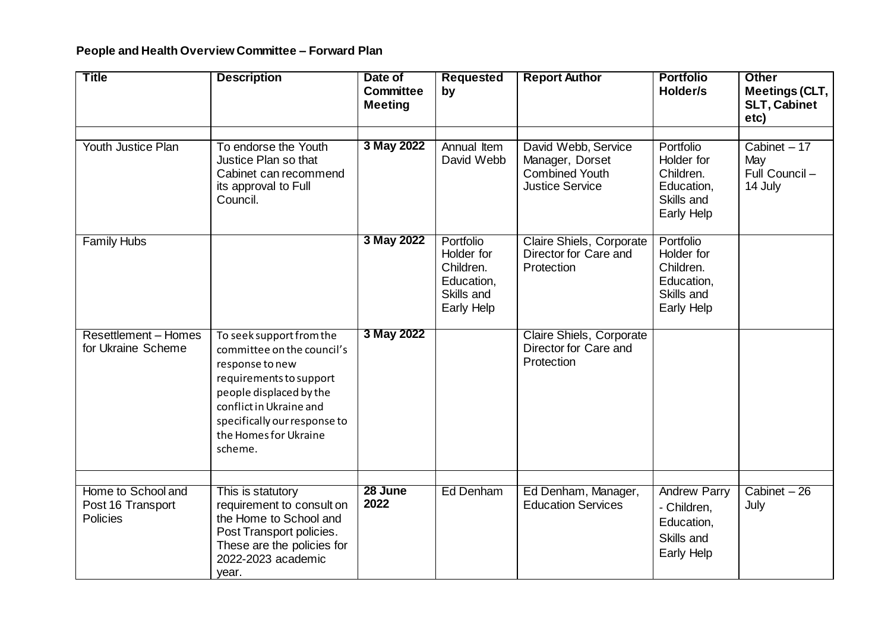**People and Health Overview Committee – Forward Plan**

| Title | Description | Date of Committee Meeting | Requested by | Report Author | Portfolio Holder/s | Other Meetings (CLT, SLT, Cabinet etc) |
|---|---|---|---|---|---|---|
| | | | | | | |
| Youth Justice Plan | To endorse the Youth Justice Plan so that Cabinet can recommend its approval to Full Council. | **3 May 2022** | Annual Item David Webb | David Webb, Service Manager, Dorset Combined Youth Justice Service | Portfolio Holder for Children. Education, Skills and Early Help | Cabinet – 17 May Full Council – 14 July |
| Family Hubs | | **3 May 2022** | Portfolio Holder for Children. Education, Skills and Early Help | Claire Shiels, Corporate Director for Care and Protection | Portfolio Holder for Children. Education, Skills and Early Help | |
| Resettlement – Homes for Ukraine Scheme | To seek support from the committee on the council's response to new requirements to support people displaced by the conflict in Ukraine and specifically our response to the Homes for Ukraine scheme. | **3 May 2022** | | Claire Shiels, Corporate Director for Care and Protection | | |
| | | | | | | |
| Home to School and Post 16 Transport Policies | This is statutory requirement to consult on the Home to School and Post Transport policies. These are the policies for 2022-2023 academic year. | **28 June 2022** | Ed Denham | Ed Denham, Manager, Education Services | Andrew Parry - Children, Education, Skills and Early Help | Cabinet – 26 July |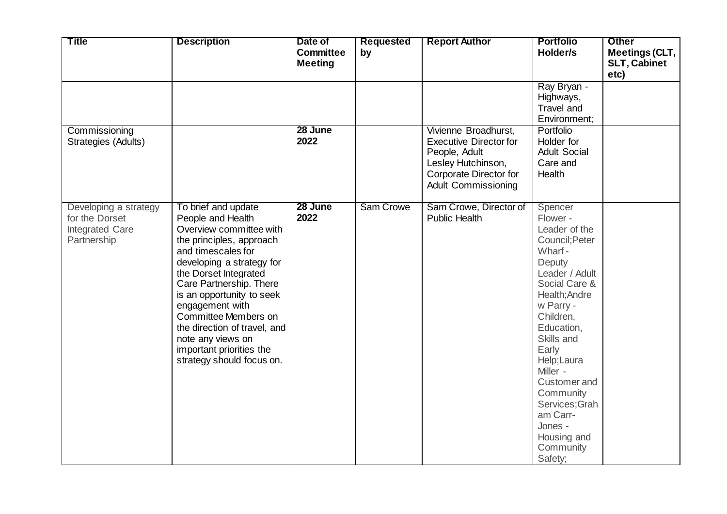| Title | Description | Date of Committee Meeting | Requested by | Report Author | Portfolio Holder/s | Other Meetings (CLT, SLT, Cabinet etc) |
|---|---|---|---|---|---|---|
| | | | | | Ray Bryan - Highways, Travel and Environment; | |
| Commissioning Strategies (Adults) | | **28 June 2022** | | Vivienne Broadhurst, Executive Director for People, Adult<br>Lesley Hutchinson, Corporate Director for Adult Commissioning | Portfolio Holder for Adult Social Care and Health | |
| Developing a strategy for the Dorset Integrated Care Partnership | To brief and update People and Health Overview committee with the principles, approach and timescales for developing a strategy for the Dorset Integrated Care Partnership. There is an opportunity to seek engagement with Committee Members on the direction of travel, and note any views on important priorities the strategy should focus on. | **28 June 2022** | Sam Crowe | Sam Crowe, Director of Public Health | Spencer Flower - Leader of the Council;Peter Wharf - Deputy Leader / Adult Social Care & Health;Andrew Parry - Children, Education, Skills and Early Help;Laura Miller - Customer and Community Services;Graham Carr-Jones - Housing and Community Safety; | |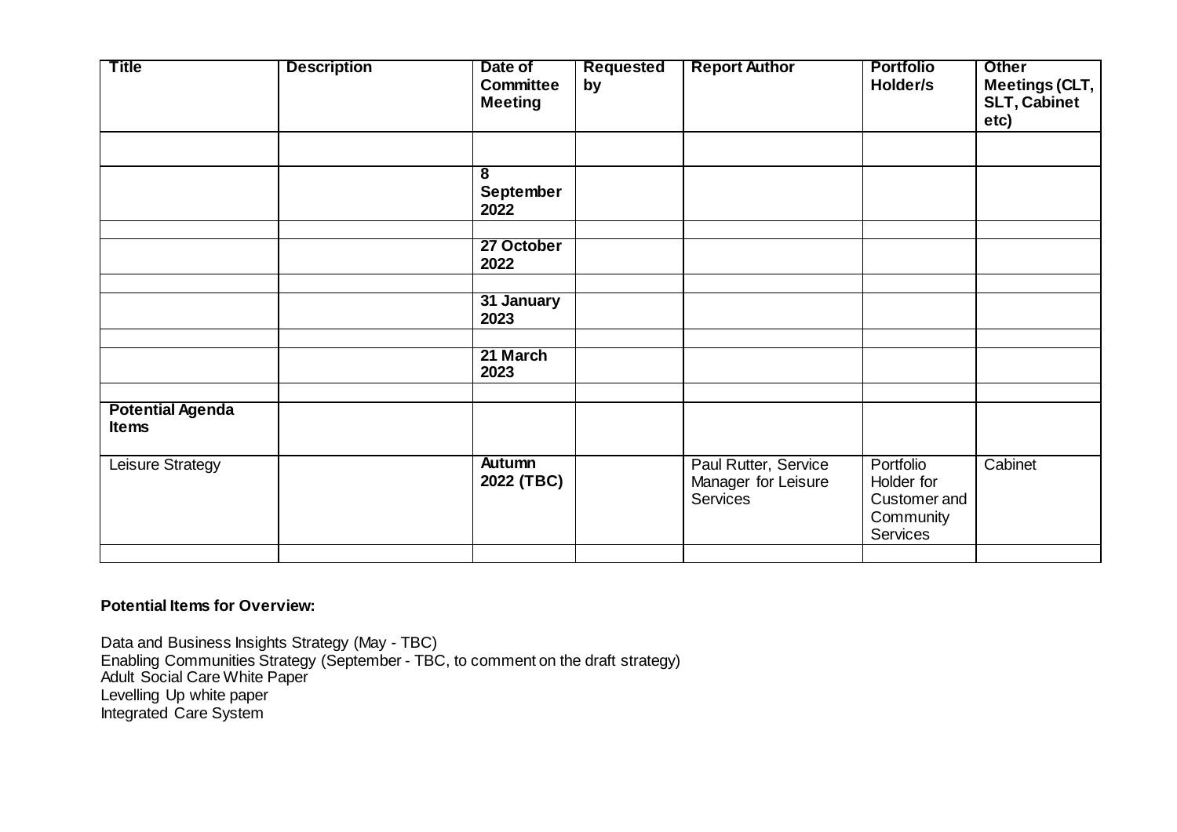| Title | Description | Date of Committee Meeting | Requested by | Report Author | Portfolio Holder/s | Other Meetings (CLT, SLT, Cabinet etc) |
|---|---|---|---|---|---|---|
| | | | | | | |
| | | **8 September 2022** | | | | |
| | | | | | | |
| | | **27 October 2022** | | | | |
| | | | | | | |
| | | **31 January 2023** | | | | |
| | | | | | | |
| | | **21 March 2023** | | | | |
| | | | | | | |
| **Potential Agenda Items** | | | | | | |
| Leisure Strategy | | **Autumn 2022 (TBC)** | | Paul Rutter, Service Manager for Leisure Services | Portfolio Holder for Customer and Community Services | Cabinet |
| | | | | | | |

**Potential Items for Overview:**

Data and Business Insights Strategy (May - TBC)
Enabling Communities Strategy (September - TBC, to comment on the draft strategy)
Adult Social Care White Paper
Levelling Up white paper
Integrated Care System